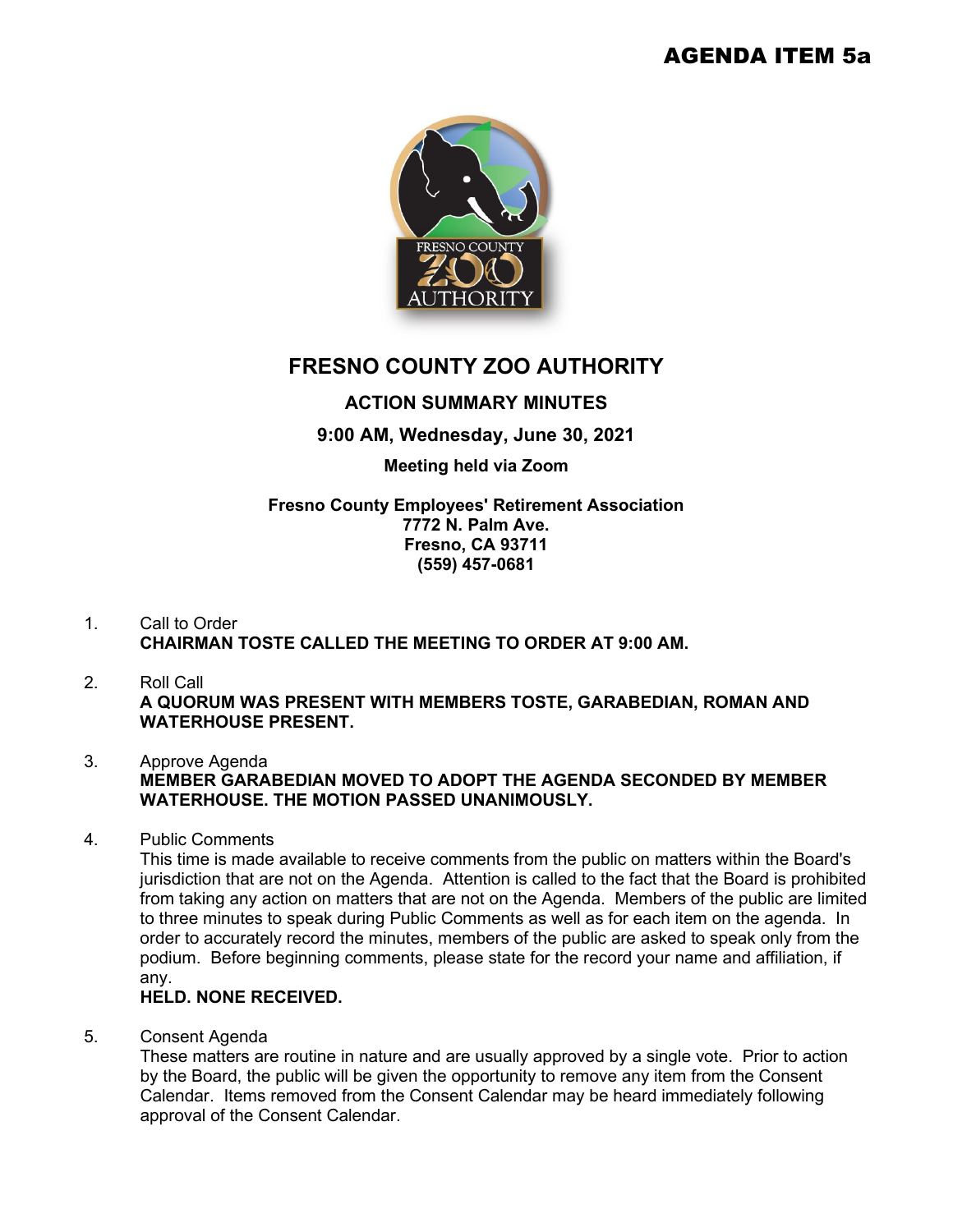AGENDA ITEM 5a

# FRESNO COUNTY ZOO AUTHORITY

## ACTION SUMMARY MINUTES

**9:00 AM, Wednesday, June 30, 2021**

**Meeting held via Zoom**

**Fresno County Employees' Retirement Association**
**7772 N. Palm Ave.**
**Fresno, CA 93711**
**(559) 457-0681**

1. Call to Order
   **CHAIRMAN TOSTE CALLED THE MEETING TO ORDER AT 9:00 AM.**

2. Roll Call
   **A QUORUM WAS PRESENT WITH MEMBERS TOSTE, GARABEDIAN, ROMAN AND WATERHOUSE PRESENT.**

3. Approve Agenda
   **MEMBER GARABEDIAN MOVED TO ADOPT THE AGENDA SECONDED BY MEMBER WATERHOUSE. THE MOTION PASSED UNANIMOUSLY.**

4. Public Comments
   This time is made available to receive comments from the public on matters within the Board's jurisdiction that are not on the Agenda. Attention is called to the fact that the Board is prohibited from taking any action on matters that are not on the Agenda. Members of the public are limited to three minutes to speak during Public Comments as well as for each item on the agenda. In order to accurately record the minutes, members of the public are asked to speak only from the podium. Before beginning comments, please state for the record your name and affiliation, if any.
   **HELD. NONE RECEIVED.**

5. Consent Agenda
   These matters are routine in nature and are usually approved by a single vote. Prior to action by the Board, the public will be given the opportunity to remove any item from the Consent Calendar. Items removed from the Consent Calendar may be heard immediately following approval of the Consent Calendar.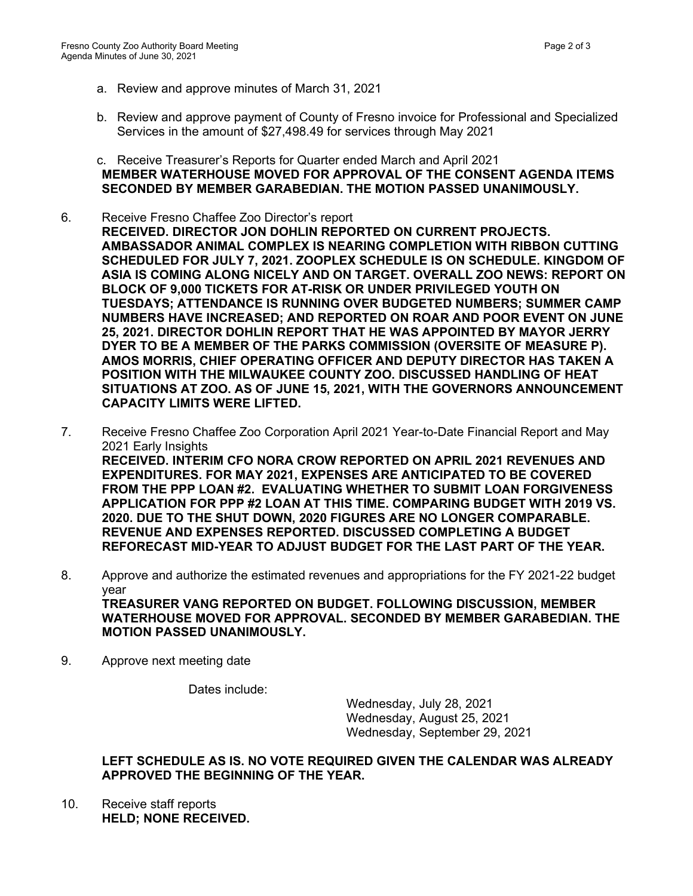a. Review and approve minutes of March 31, 2021

b. Review and approve payment of County of Fresno invoice for Professional and Specialized Services in the amount of $27,498.49 for services through May 2021

c. Receive Treasurer's Reports for Quarter ended March and April 2021

**MEMBER WATERHOUSE MOVED FOR APPROVAL OF THE CONSENT AGENDA ITEMS SECONDED BY MEMBER GARABEDIAN. THE MOTION PASSED UNANIMOUSLY.**

6. Receive Fresno Chaffee Zoo Director's report
**RECEIVED. DIRECTOR JON DOHLIN REPORTED ON CURRENT PROJECTS. AMBASSADOR ANIMAL COMPLEX IS NEARING COMPLETION WITH RIBBON CUTTING SCHEDULED FOR JULY 7, 2021. ZOOPLEX SCHEDULE IS ON SCHEDULE. KINGDOM OF ASIA IS COMING ALONG NICELY AND ON TARGET. OVERALL ZOO NEWS: REPORT ON BLOCK OF 9,000 TICKETS FOR AT-RISK OR UNDER PRIVILEGED YOUTH ON TUESDAYS; ATTENDANCE IS RUNNING OVER BUDGETED NUMBERS; SUMMER CAMP NUMBERS HAVE INCREASED; AND REPORTED ON ROAR AND POOR EVENT ON JUNE 25, 2021. DIRECTOR DOHLIN REPORT THAT HE WAS APPOINTED BY MAYOR JERRY DYER TO BE A MEMBER OF THE PARKS COMMISSION (OVERSITE OF MEASURE P). AMOS MORRIS, CHIEF OPERATING OFFICER AND DEPUTY DIRECTOR HAS TAKEN A POSITION WITH THE MILWAUKEE COUNTY ZOO. DISCUSSED HANDLING OF HEAT SITUATIONS AT ZOO. AS OF JUNE 15, 2021, WITH THE GOVERNORS ANNOUNCEMENT CAPACITY LIMITS WERE LIFTED.**

7. Receive Fresno Chaffee Zoo Corporation April 2021 Year-to-Date Financial Report and May 2021 Early Insights
**RECEIVED. INTERIM CFO NORA CROW REPORTED ON APRIL 2021 REVENUES AND EXPENDITURES. FOR MAY 2021, EXPENSES ARE ANTICIPATED TO BE COVERED FROM THE PPP LOAN #2. EVALUATING WHETHER TO SUBMIT LOAN FORGIVENESS APPLICATION FOR PPP #2 LOAN AT THIS TIME. COMPARING BUDGET WITH 2019 VS. 2020. DUE TO THE SHUT DOWN, 2020 FIGURES ARE NO LONGER COMPARABLE. REVENUE AND EXPENSES REPORTED. DISCUSSED COMPLETING A BUDGET REFORECAST MID-YEAR TO ADJUST BUDGET FOR THE LAST PART OF THE YEAR.**

8. Approve and authorize the estimated revenues and appropriations for the FY 2021-22 budget year
**TREASURER VANG REPORTED ON BUDGET. FOLLOWING DISCUSSION, MEMBER WATERHOUSE MOVED FOR APPROVAL. SECONDED BY MEMBER GARABEDIAN. THE MOTION PASSED UNANIMOUSLY.**

9. Approve next meeting date

Dates include:

Wednesday, July 28, 2021
Wednesday, August 25, 2021
Wednesday, September 29, 2021

**LEFT SCHEDULE AS IS. NO VOTE REQUIRED GIVEN THE CALENDAR WAS ALREADY APPROVED THE BEGINNING OF THE YEAR.**

10. Receive staff reports
**HELD; NONE RECEIVED.**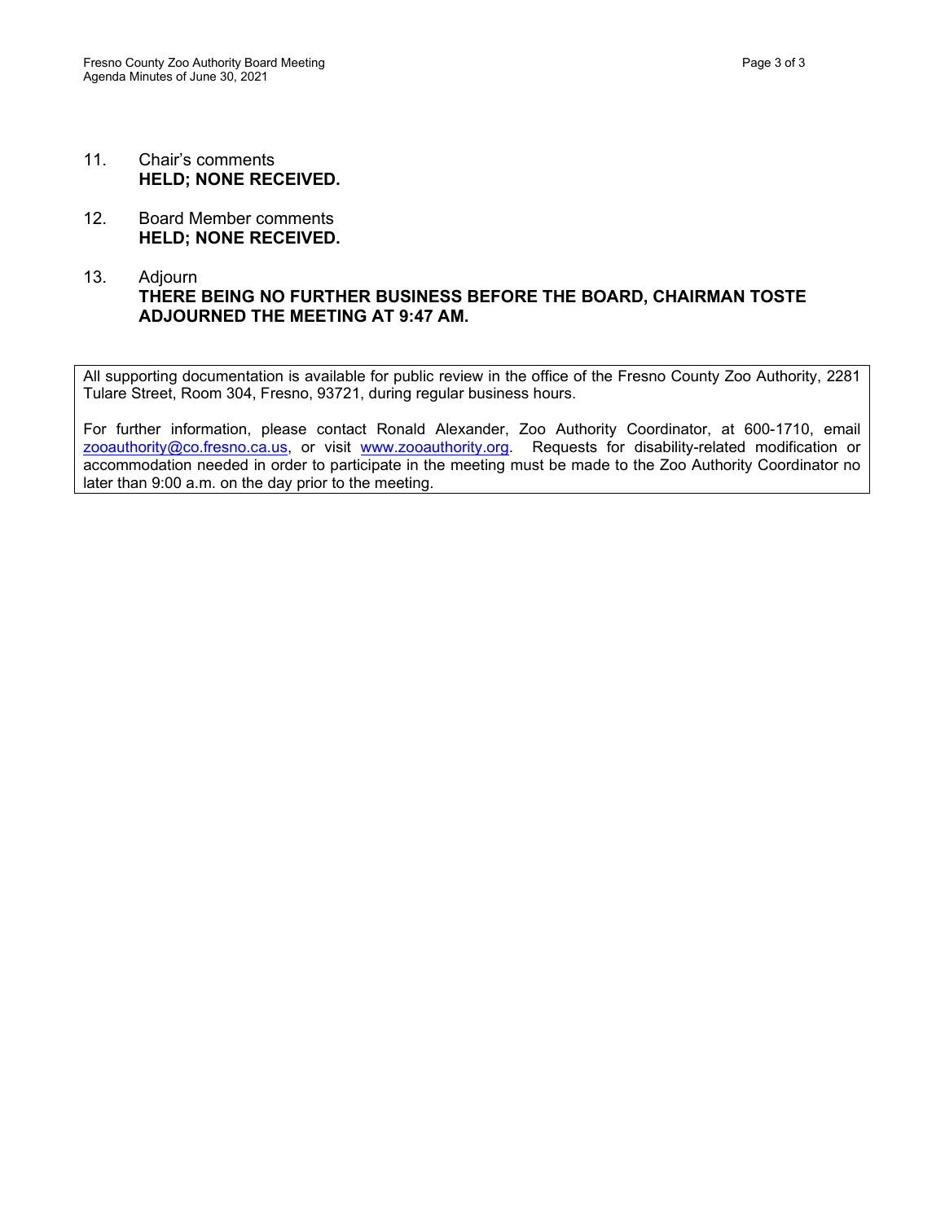11. Chair’s comments
**HELD; NONE RECEIVED.**

12. Board Member comments
**HELD; NONE RECEIVED.**

13. Adjourn
**THERE BEING NO FURTHER BUSINESS BEFORE THE BOARD, CHAIRMAN TOSTE ADJOURNED THE MEETING AT 9:47 AM.**

All supporting documentation is available for public review in the office of the Fresno County Zoo Authority, 2281 Tulare Street, Room 304, Fresno, 93721, during regular business hours.

For further information, please contact Ronald Alexander, Zoo Authority Coordinator, at 600-1710, email zooauthority@co.fresno.ca.us, or visit www.zooauthority.org. Requests for disability-related modification or accommodation needed in order to participate in the meeting must be made to the Zoo Authority Coordinator no later than 9:00 a.m. on the day prior to the meeting.